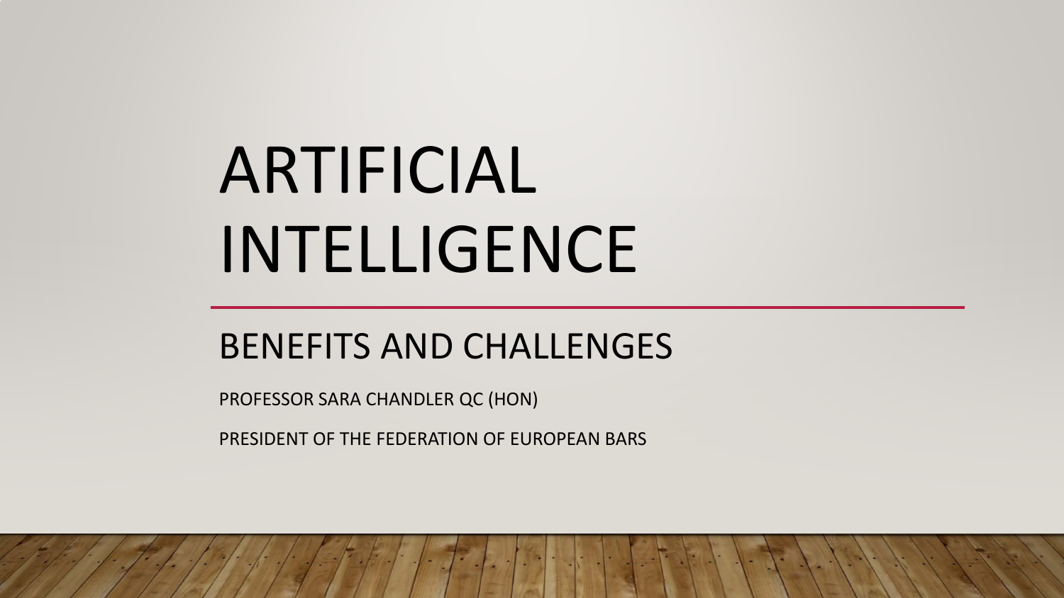# ARTIFICIAL INTELLIGENCE

## BENEFITS AND CHALLENGES

PROFESSOR SARA CHANDLER QC (HON)

PRESIDENT OF THE FEDERATION OF EUROPEAN BARS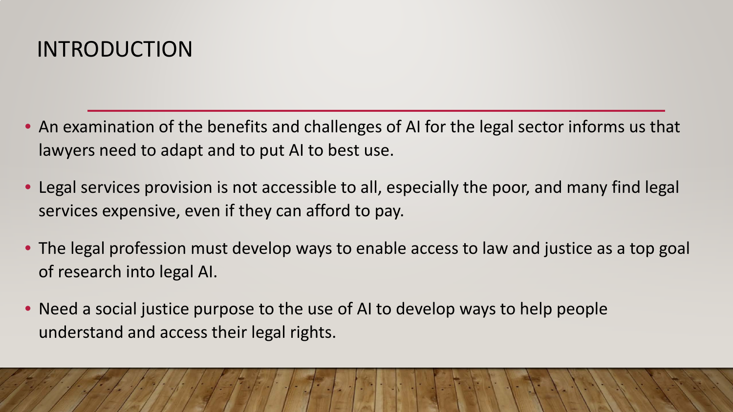# INTRODUCTION

- An examination of the benefits and challenges of AI for the legal sector informs us that lawyers need to adapt and to put AI to best use.
- Legal services provision is not accessible to all, especially the poor, and many find legal services expensive, even if they can afford to pay.
- The legal profession must develop ways to enable access to law and justice as a top goal of research into legal AI.
- Need a social justice purpose to the use of AI to develop ways to help people understand and access their legal rights.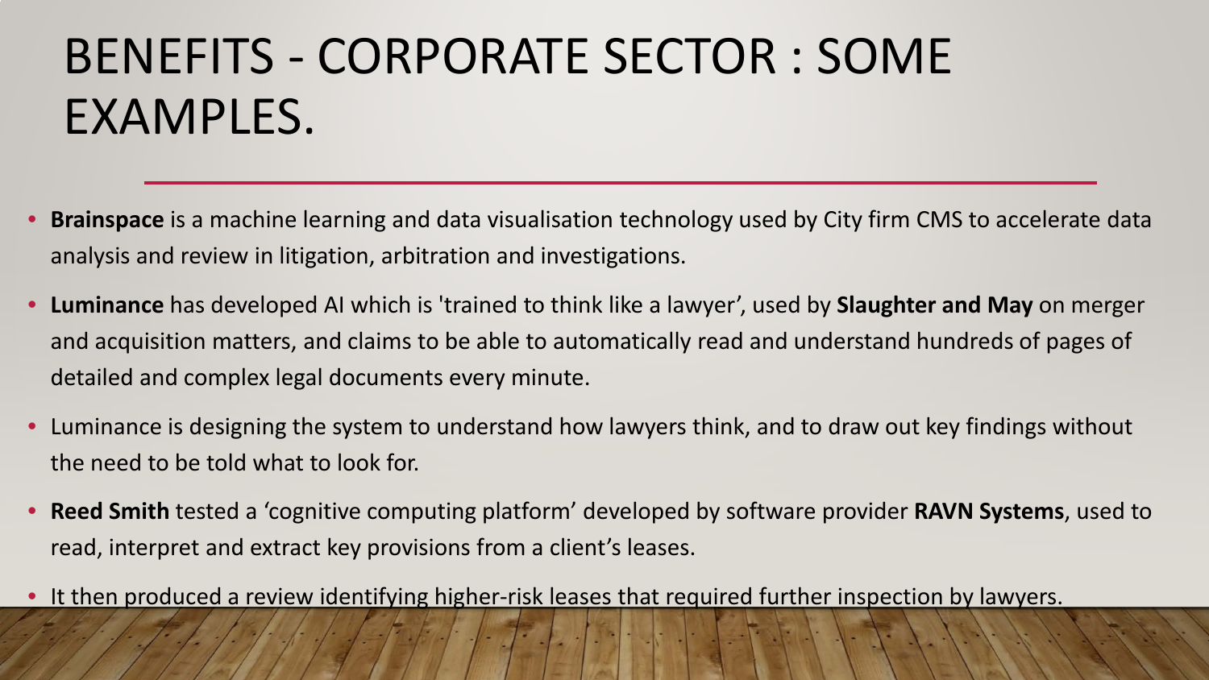# BENEFITS - CORPORATE SECTOR : SOME EXAMPLES.

- **Brainspace** is a machine learning and data visualisation technology used by City firm CMS to accelerate data analysis and review in litigation, arbitration and investigations.
- **Luminance** has developed AI which is 'trained to think like a lawyer', used by **Slaughter and May** on merger and acquisition matters, and claims to be able to automatically read and understand hundreds of pages of detailed and complex legal documents every minute.
- Luminance is designing the system to understand how lawyers think, and to draw out key findings without the need to be told what to look for.
- **Reed Smith** tested a 'cognitive computing platform' developed by software provider **RAVN Systems**, used to read, interpret and extract key provisions from a client's leases.
- It then produced a review identifying higher-risk leases that required further inspection by lawyers.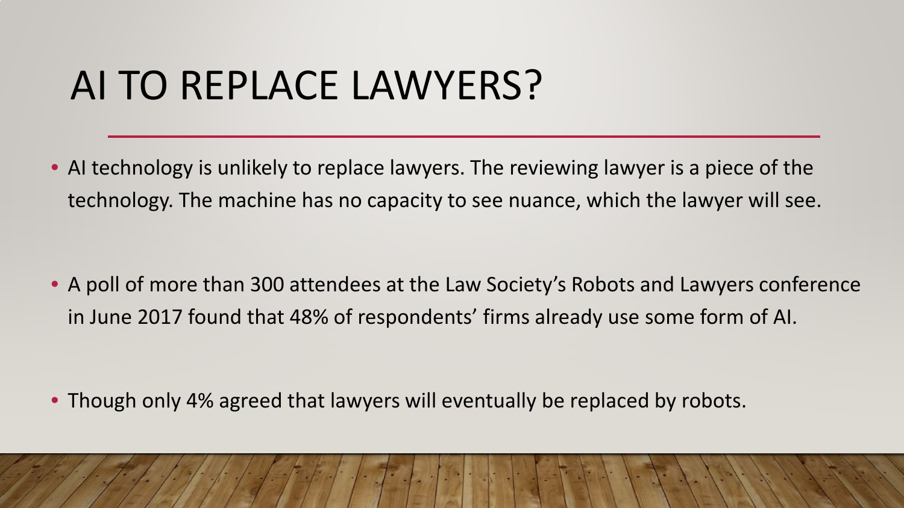# AI TO REPLACE LAWYERS?

- AI technology is unlikely to replace lawyers. The reviewing lawyer is a piece of the technology. The machine has no capacity to see nuance, which the lawyer will see.

- A poll of more than 300 attendees at the Law Society's Robots and Lawyers conference in June 2017 found that 48% of respondents' firms already use some form of AI.

- Though only 4% agreed that lawyers will eventually be replaced by robots.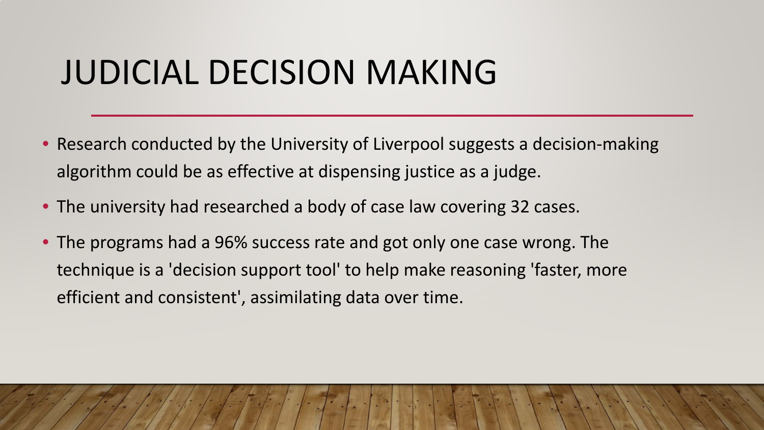# JUDICIAL DECISION MAKING

- Research conducted by the University of Liverpool suggests a decision-making algorithm could be as effective at dispensing justice as a judge.
- The university had researched a body of case law covering 32 cases.
- The programs had a 96% success rate and got only one case wrong. The technique is a 'decision support tool' to help make reasoning 'faster, more efficient and consistent', assimilating data over time.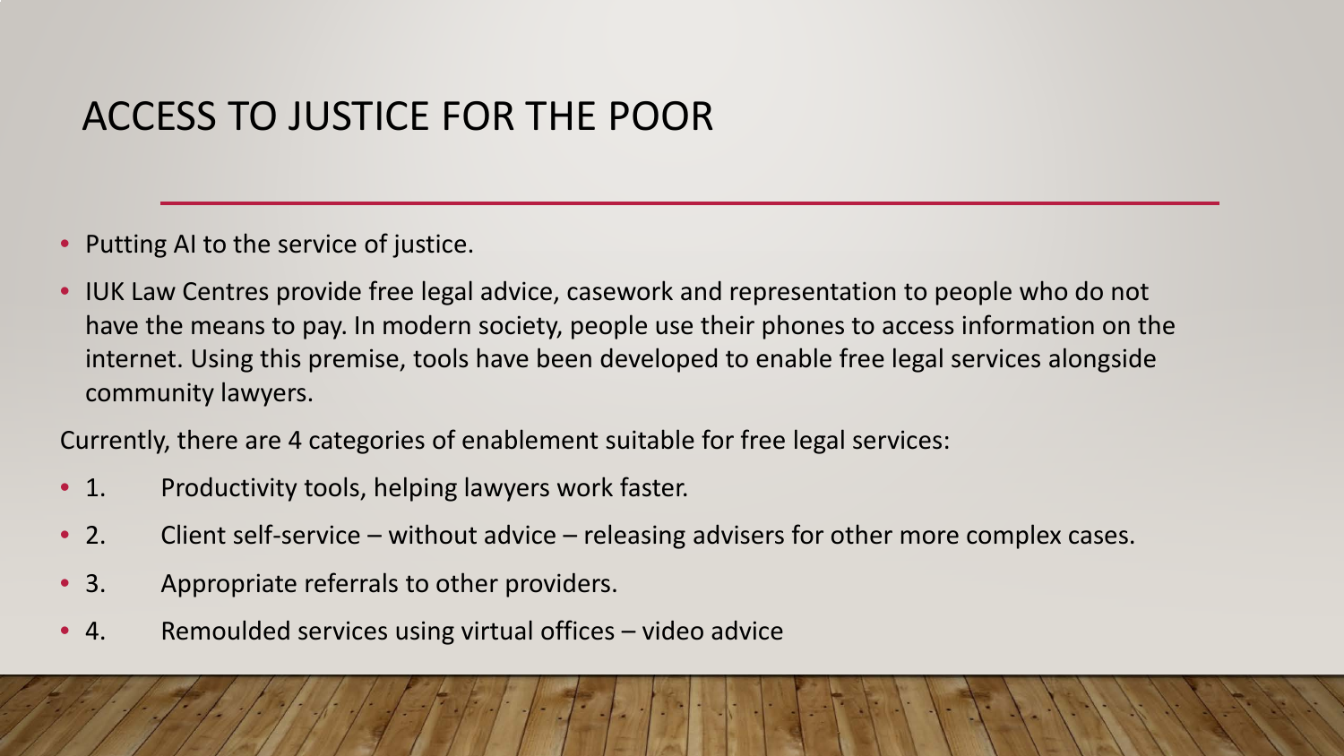# ACCESS TO JUSTICE FOR THE POOR

- Putting AI to the service of justice.
- IUK Law Centres provide free legal advice, casework and representation to people who do not have the means to pay. In modern society, people use their phones to access information on the internet. Using this premise, tools have been developed to enable free legal services alongside community lawyers.

Currently, there are 4 categories of enablement suitable for free legal services:

- 1. Productivity tools, helping lawyers work faster.
- 2. Client self-service – without advice – releasing advisers for other more complex cases.
- 3. Appropriate referrals to other providers.
- 4. Remoulded services using virtual offices – video advice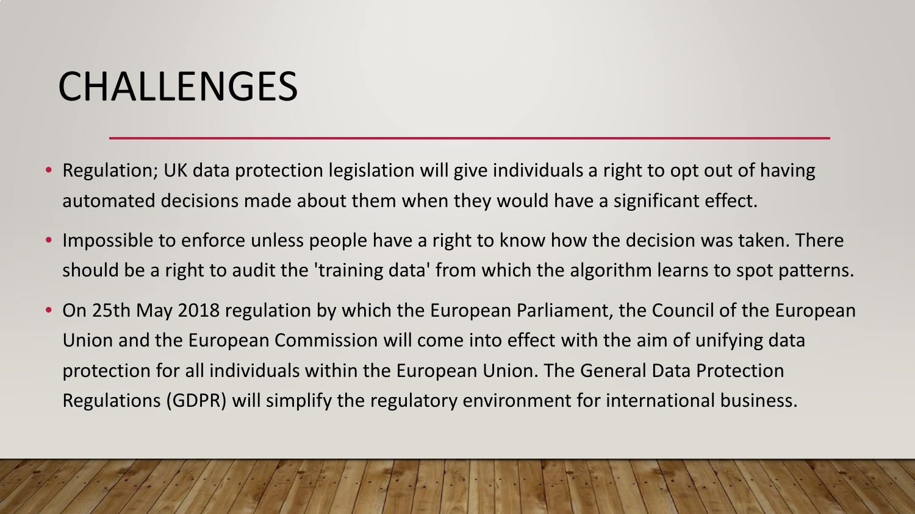# CHALLENGES

- Regulation; UK data protection legislation will give individuals a right to opt out of having automated decisions made about them when they would have a significant effect.
- Impossible to enforce unless people have a right to know how the decision was taken. There should be a right to audit the 'training data' from which the algorithm learns to spot patterns.
- On 25th May 2018 regulation by which the European Parliament, the Council of the European Union and the European Commission will come into effect with the aim of unifying data protection for all individuals within the European Union. The General Data Protection Regulations (GDPR) will simplify the regulatory environment for international business.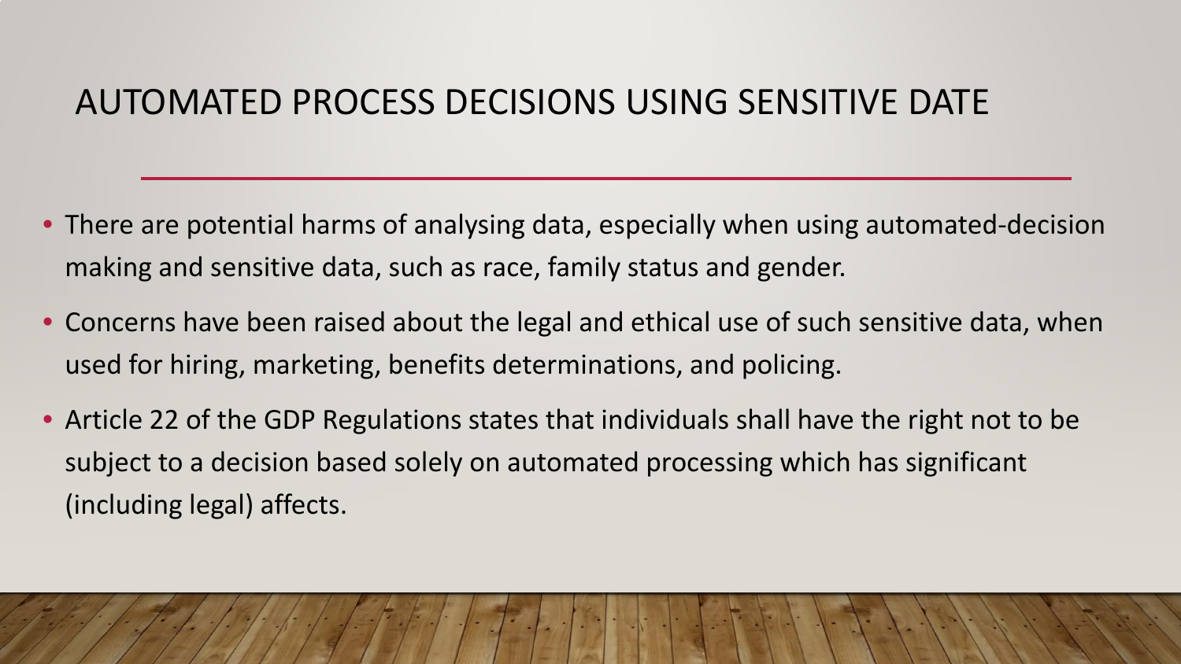# AUTOMATED PROCESS DECISIONS USING SENSITIVE DATE

- There are potential harms of analysing data, especially when using automated-decision making and sensitive data, such as race, family status and gender.
- Concerns have been raised about the legal and ethical use of such sensitive data, when used for hiring, marketing, benefits determinations, and policing.
- Article 22 of the GDP Regulations states that individuals shall have the right not to be subject to a decision based solely on automated processing which has significant (including legal) affects.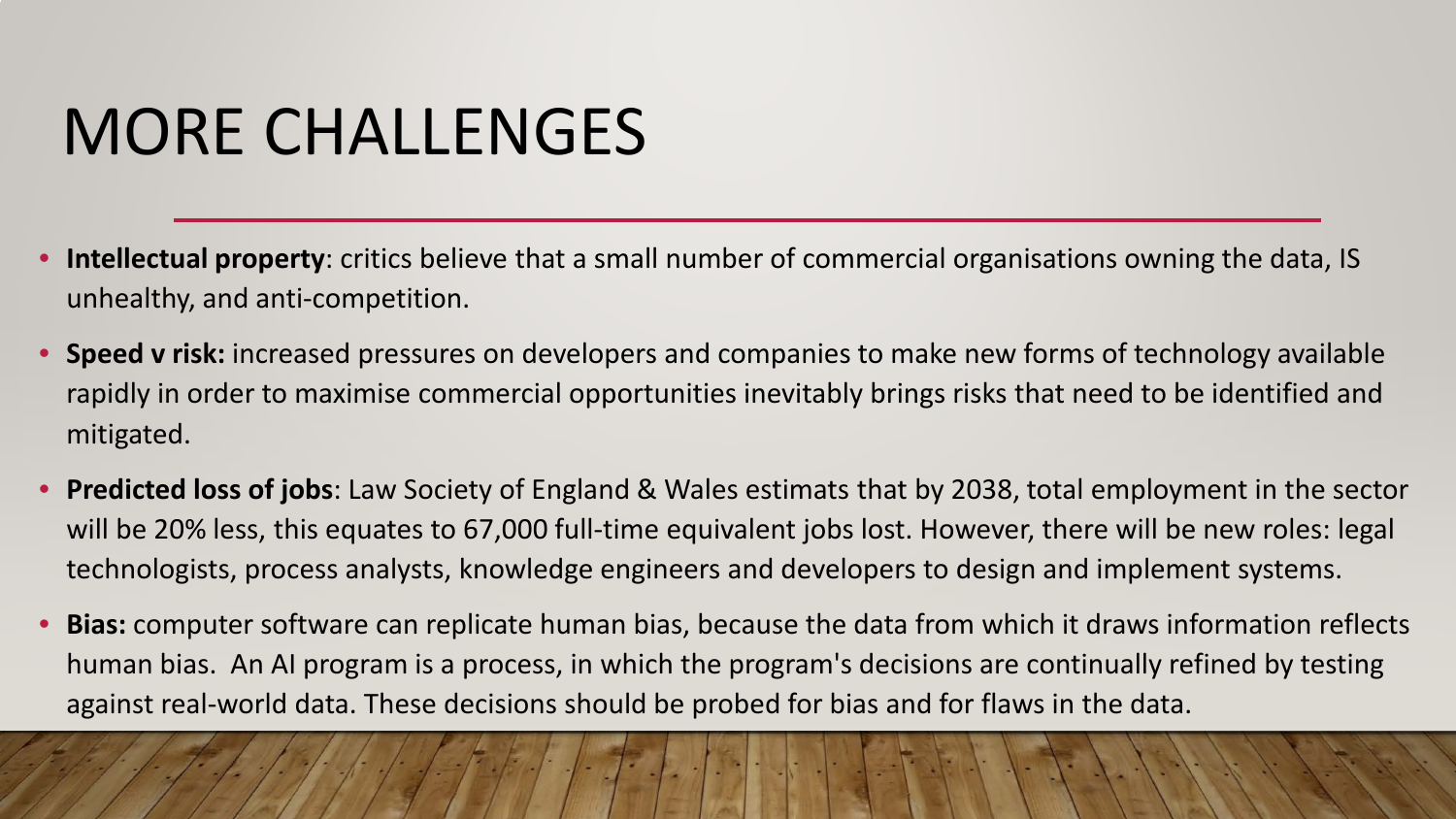# MORE CHALLENGES

- **Intellectual property**: critics believe that a small number of commercial organisations owning the data, IS unhealthy, and anti-competition.
- **Speed v risk:** increased pressures on developers and companies to make new forms of technology available rapidly in order to maximise commercial opportunities inevitably brings risks that need to be identified and mitigated.
- **Predicted loss of jobs**: Law Society of England & Wales estimats that by 2038, total employment in the sector will be 20% less, this equates to 67,000 full-time equivalent jobs lost. However, there will be new roles: legal technologists, process analysts, knowledge engineers and developers to design and implement systems.
- **Bias:** computer software can replicate human bias, because the data from which it draws information reflects human bias. An AI program is a process, in which the program's decisions are continually refined by testing against real-world data. These decisions should be probed for bias and for flaws in the data.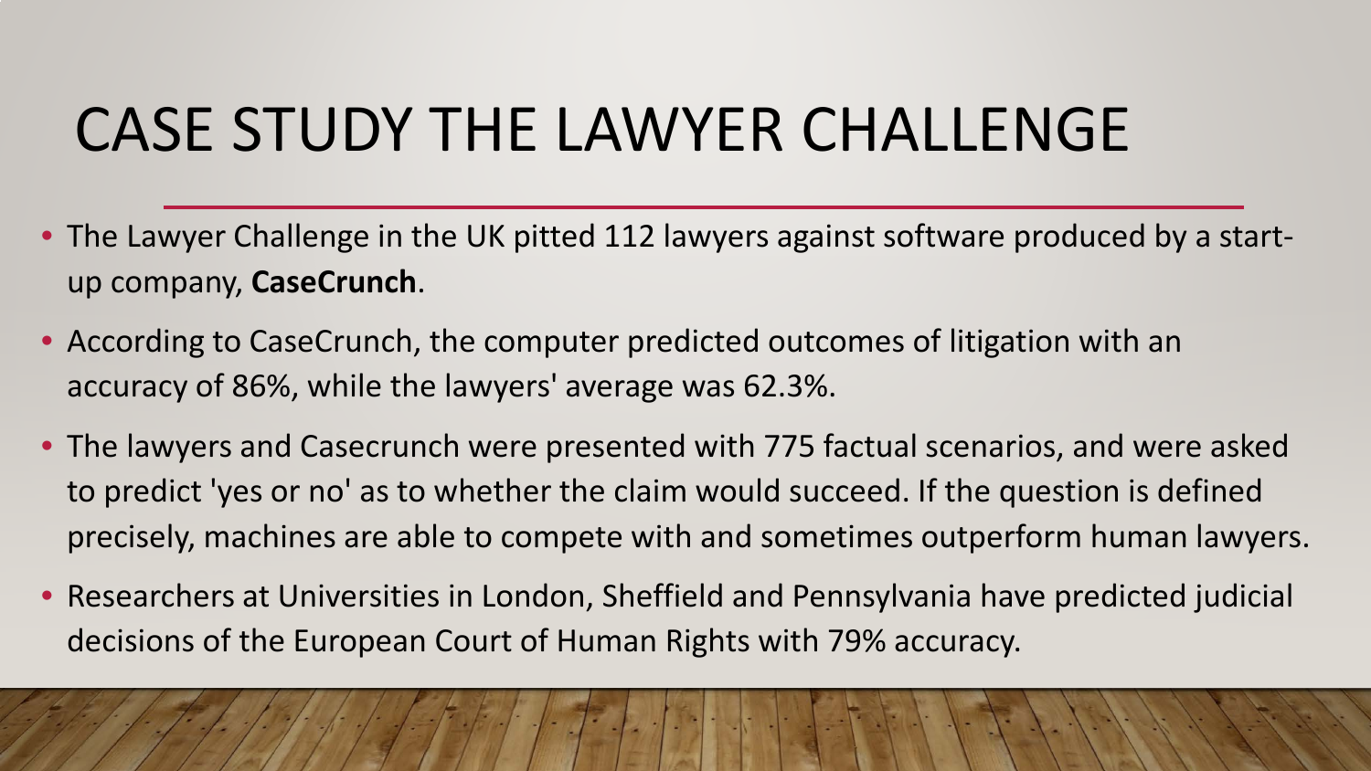# CASE STUDY THE LAWYER CHALLENGE

- The Lawyer Challenge in the UK pitted 112 lawyers against software produced by a start-up company, **CaseCrunch**.
- According to CaseCrunch, the computer predicted outcomes of litigation with an accuracy of 86%, while the lawyers' average was 62.3%.
- The lawyers and Casecrunch were presented with 775 factual scenarios, and were asked to predict 'yes or no' as to whether the claim would succeed. If the question is defined precisely, machines are able to compete with and sometimes outperform human lawyers.
- Researchers at Universities in London, Sheffield and Pennsylvania have predicted judicial decisions of the European Court of Human Rights with 79% accuracy.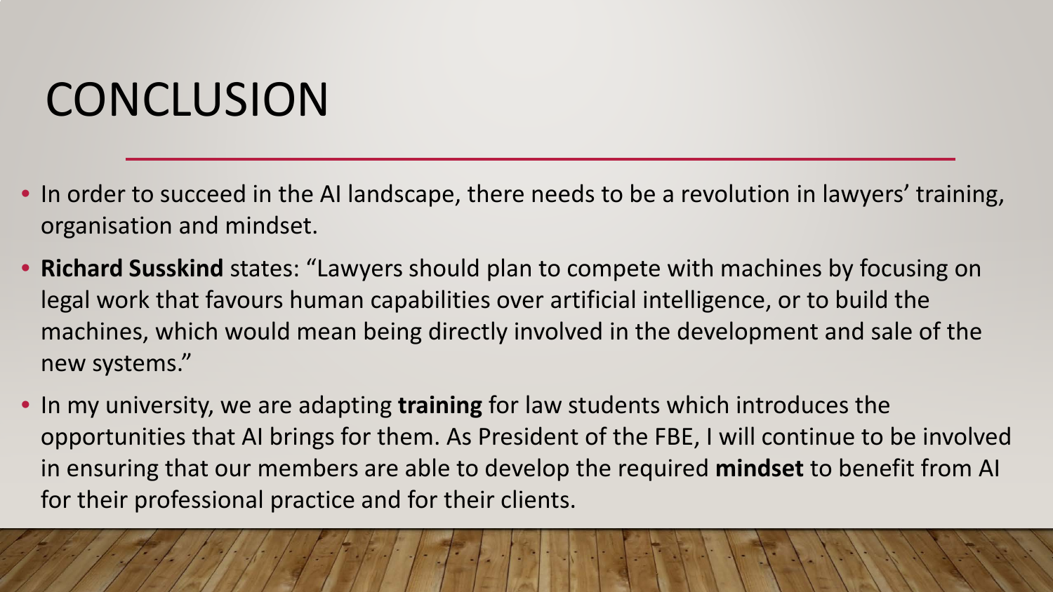# CONCLUSION

- In order to succeed in the AI landscape, there needs to be a revolution in lawyers' training, organisation and mindset.
- **Richard Susskind** states: "Lawyers should plan to compete with machines by focusing on legal work that favours human capabilities over artificial intelligence, or to build the machines, which would mean being directly involved in the development and sale of the new systems."
- In my university, we are adapting **training** for law students which introduces the opportunities that AI brings for them. As President of the FBE, I will continue to be involved in ensuring that our members are able to develop the required **mindset** to benefit from AI for their professional practice and for their clients.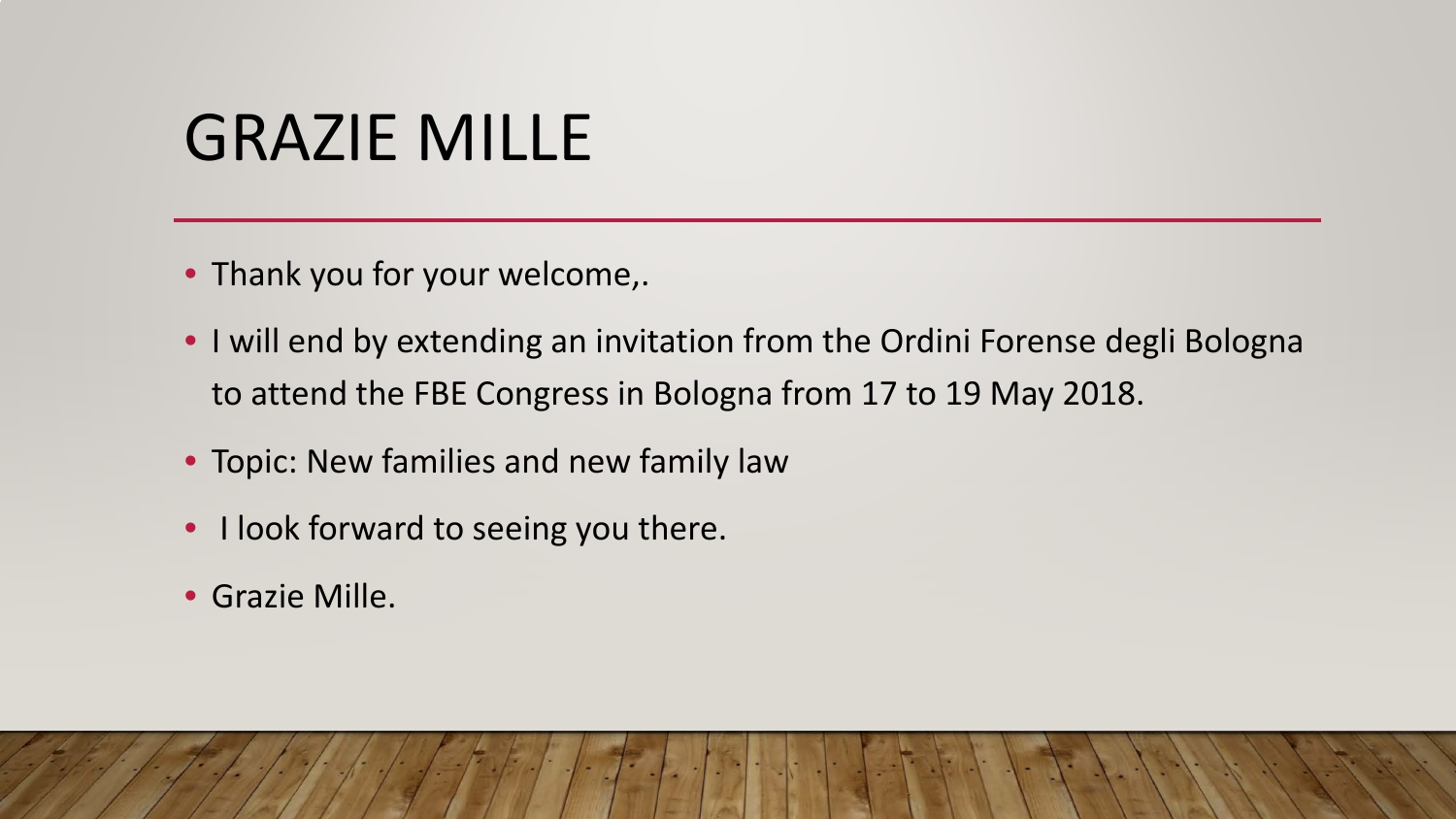# GRAZIE MILLE

- Thank you for your welcome,.
- I will end by extending an invitation from the Ordini Forense degli Bologna to attend the FBE Congress in Bologna from 17 to 19 May 2018.
- Topic: New families and new family law
- I look forward to seeing you there.
- Grazie Mille.